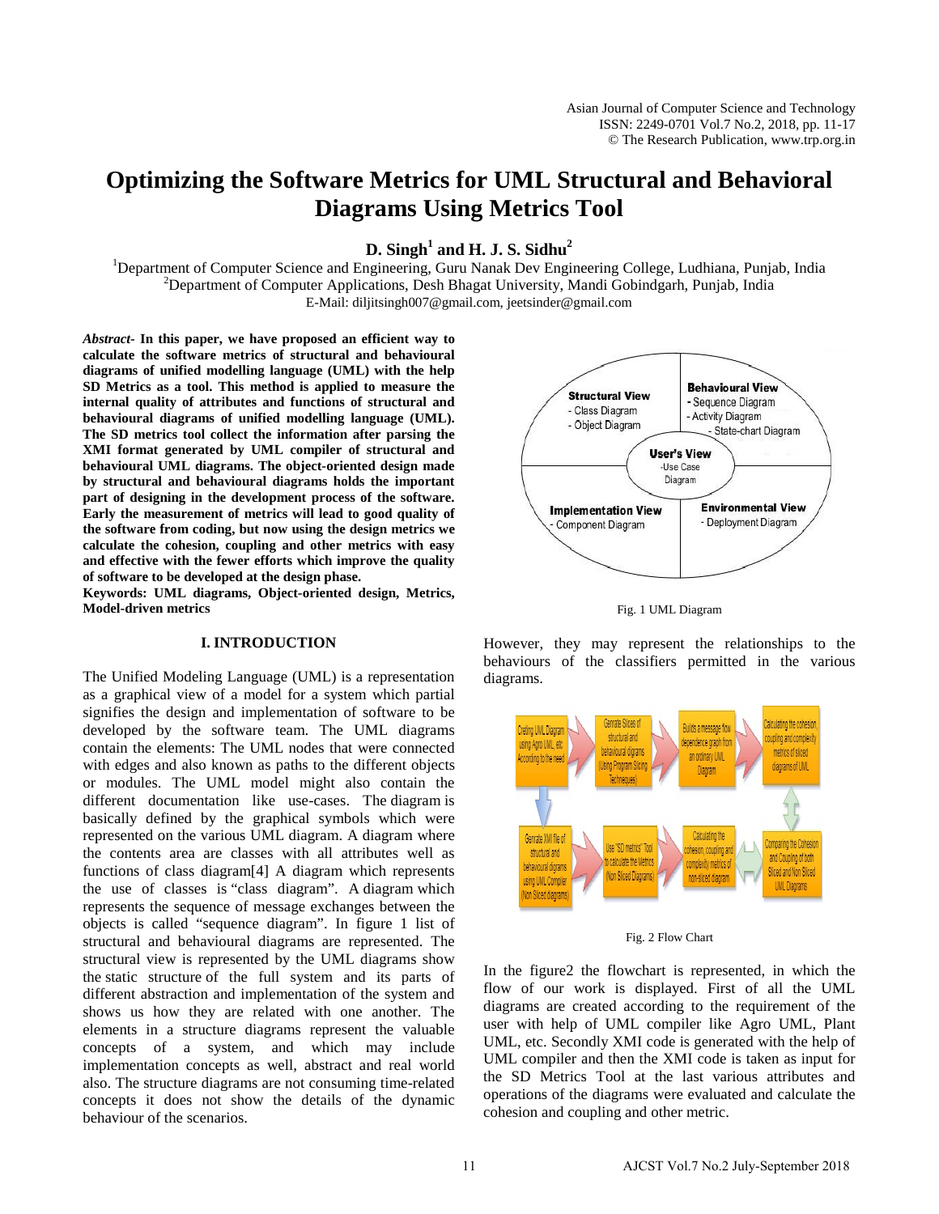# Optimizing the Software Metrics for UML Structural and Behavioral Diagrams Using Metrics Tool

**D. Singh[1] and H. J. S. Sidhu[2]**

[1]Department of Computer Science and Engineering, Guru Nanak Dev Engineering College, Ludhiana, Punjab, India
[2]Department of Computer Applications, Desh Bhagat University, Mandi Gobindgarh, Punjab, India
E-Mail: diljitsingh007@gmail.com, jeetsinder@gmail.com

***Abstract*- In this paper, we have proposed an efficient way to calculate the software metrics of structural and behavioural diagrams of unified modelling language (UML) with the help SD Metrics as a tool. This method is applied to measure the internal quality of attributes and functions of structural and behavioural diagrams of unified modelling language (UML). The SD metrics tool collect the information after parsing the XMI format generated by UML compiler of structural and behavioural UML diagrams. The object-oriented design made by structural and behavioural diagrams holds the important part of designing in the development process of the software. Early the measurement of metrics will lead to good quality of the software from coding, but now using the design metrics we calculate the cohesion, coupling and other metrics with easy and effective with the fewer efforts which improve the quality of software to be developed at the design phase.**

**Keywords: UML diagrams, Object-oriented design, Metrics, Model-driven metrics**

## I. INTRODUCTION

The Unified Modeling Language (UML) is a representation as a graphical view of a model for a system which partial signifies the design and implementation of software to be developed by the software team. The UML diagrams contain the elements: The UML nodes that were connected with edges and also known as paths to the different objects or modules. The UML model might also contain the different documentation like use-cases. The diagram is basically defined by the graphical symbols which were represented on the various UML diagram. A diagram where the contents area are classes with all attributes well as functions of class diagram[4] A diagram which represents the use of classes is "class diagram". A diagram which represents the sequence of message exchanges between the objects is called "sequence diagram". In figure 1 list of structural and behavioural diagrams are represented. The structural view is represented by the UML diagrams show the static structure of the full system and its parts of different abstraction and implementation of the system and shows us how they are related with one another. The elements in a structure diagrams represent the valuable concepts of a system, and which may include implementation concepts as well, abstract and real world also. The structure diagrams are not consuming time-related concepts it does not show the details of the dynamic behaviour of the scenarios.

Structural View
- Class Diagram
- Object Diagram

Behavioural View
- Sequence Diagram
- Activity Diagram
- State-chart Diagram

User's View
-Use Case Diagram

Implementation View
- Component Diagram

Environmental View
- Deployment Diagram

Fig. 1 UML Diagram

However, they may represent the relationships to the behaviours of the classifiers permitted in the various diagrams.

Creting UML Diagram using Agro UML, etc According to the need → Genrate Slices of structural and behavioural digrams (Using Program Slicing Techniques) → Builds a message flow dependence graph from an ordinary UML Diagram → Calculating the cohesion, coupling and complexity metrics of sliced diagrams of UML

Genrate XMI file of structural and behavioural digrams using UML Compiler (Non Sliced diagrams) → Use "SD metrics" Tool to calculate the Metrics (Non Sliced Diagrams) → Calculating the cohesion, coupling and complexity metrics of non-sliced diagram → Comparing the Cohesion and Coupling of both Sliced and Non Sliced UML Diagrams

Fig. 2 Flow Chart

In the figure2 the flowchart is represented, in which the flow of our work is displayed. First of all the UML diagrams are created according to the requirement of the user with help of UML compiler like Agro UML, Plant UML, etc. Secondly XMI code is generated with the help of UML compiler and then the XMI code is taken as input for the SD Metrics Tool at the last various attributes and operations of the diagrams were evaluated and calculate the cohesion and coupling and other metric.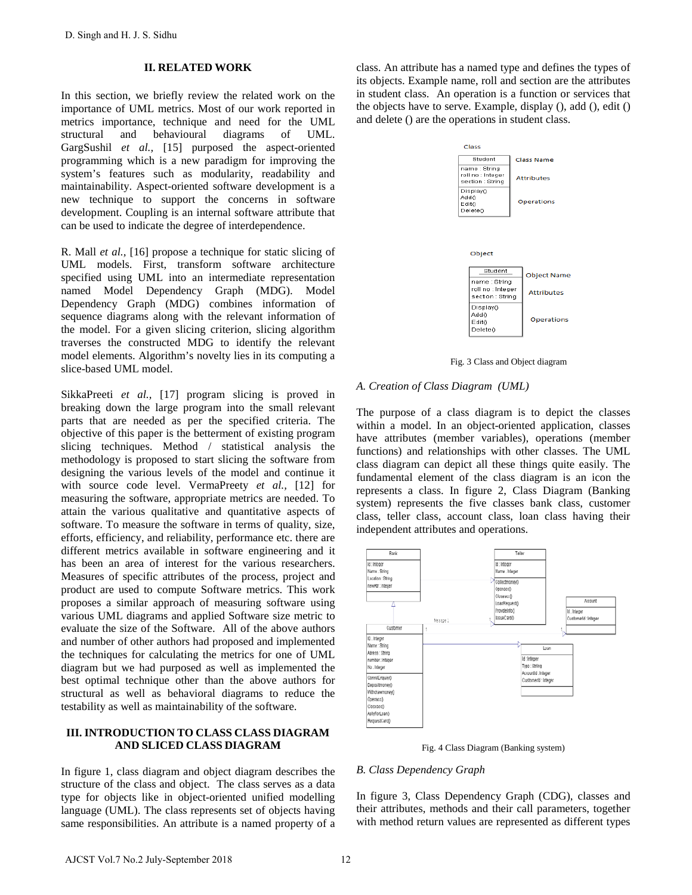## II. RELATED WORK

In this section, we briefly review the related work on the importance of UML metrics. Most of our work reported in metrics importance, technique and need for the UML structural and behavioural diagrams of UML. GargSushil *et al.,* [15] purposed the aspect-oriented programming which is a new paradigm for improving the system's features such as modularity, readability and maintainability. Aspect-oriented software development is a new technique to support the concerns in software development. Coupling is an internal software attribute that can be used to indicate the degree of interdependence.

R. Mall *et al.,* [16] propose a technique for static slicing of UML models. First, transform software architecture specified using UML into an intermediate representation named Model Dependency Graph (MDG). Model Dependency Graph (MDG) combines information of sequence diagrams along with the relevant information of the model. For a given slicing criterion, slicing algorithm traverses the constructed MDG to identify the relevant model elements. Algorithm's novelty lies in its computing a slice-based UML model.

SikkaPreeti *et al.,* [17] program slicing is proved in breaking down the large program into the small relevant parts that are needed as per the specified criteria. The objective of this paper is the betterment of existing program slicing techniques. Method / statistical analysis the methodology is proposed to start slicing the software from designing the various levels of the model and continue it with source code level. VermaPreety *et al.,* [12] for measuring the software, appropriate metrics are needed. To attain the various qualitative and quantitative aspects of software. To measure the software in terms of quality, size, efforts, efficiency, and reliability, performance etc. there are different metrics available in software engineering and it has been an area of interest for the various researchers. Measures of specific attributes of the process, project and product are used to compute Software metrics. This work proposes a similar approach of measuring software using various UML diagrams and applied Software size metric to evaluate the size of the Software. All of the above authors and number of other authors had proposed and implemented the techniques for calculating the metrics for one of UML diagram but we had purposed as well as implemented the best optimal technique other than the above authors for structural as well as behavioral diagrams to reduce the testability as well as maintainability of the software.

## III. INTRODUCTION TO CLASS CLASS DIAGRAM AND SLICED CLASS DIAGRAM

In figure 1, class diagram and object diagram describes the structure of the class and object. The class serves as a data type for objects like in object-oriented unified modelling language (UML). The class represents set of objects having same responsibilities. An attribute is a named property of a class. An attribute has a named type and defines the types of its objects. Example name, roll and section are the attributes in student class. An operation is a function or services that the objects have to serve. Example, display (), add (), edit () and delete () are the operations in student class.

Fig. 3 Class and Object diagram

### *A. Creation of Class Diagram (UML)*

The purpose of a class diagram is to depict the classes within a model. In an object-oriented application, classes have attributes (member variables), operations (member functions) and relationships with other classes. The UML class diagram can depict all these things quite easily. The fundamental element of the class diagram is an icon the represents a class. In figure 2, Class Diagram (Banking system) represents the five classes bank class, customer class, teller class, account class, loan class having their independent attributes and operations.

Fig. 4 Class Diagram (Banking system)

### *B. Class Dependency Graph*

In figure 3, Class Dependency Graph (CDG), classes and their attributes, methods and their call parameters, together with method return values are represented as different types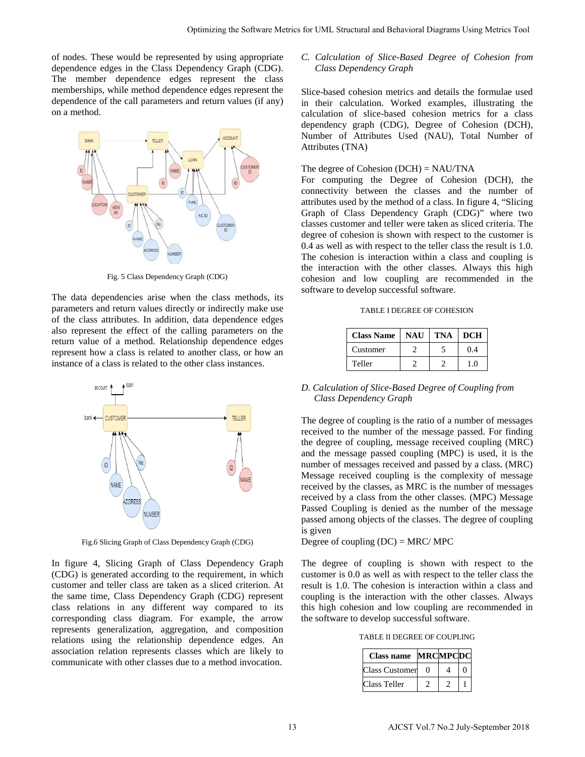of nodes. These would be represented by using appropriate dependence edges in the Class Dependency Graph (CDG). The member dependence edges represent the class memberships, while method dependence edges represent the dependence of the call parameters and return values (if any) on a method.

Fig. 5 Class Dependency Graph (CDG)

The data dependencies arise when the class methods, its parameters and return values directly or indirectly make use of the class attributes. In addition, data dependence edges also represent the effect of the calling parameters on the return value of a method. Relationship dependence edges represent how a class is related to another class, or how an instance of a class is related to the other class instances.

Fig.6 Slicing Graph of Class Dependency Graph (CDG)

In figure 4, Slicing Graph of Class Dependency Graph (CDG) is generated according to the requirement, in which customer and teller class are taken as a sliced criterion. At the same time, Class Dependency Graph (CDG) represent class relations in any different way compared to its corresponding class diagram. For example, the arrow represents generalization, aggregation, and composition relations using the relationship dependence edges. An association relation represents classes which are likely to communicate with other classes due to a method invocation.

### *C. Calculation of Slice-Based Degree of Cohesion from Class Dependency Graph*

Slice-based cohesion metrics and details the formulae used in their calculation. Worked examples, illustrating the calculation of slice-based cohesion metrics for a class dependency graph (CDG), Degree of Cohesion (DCH), Number of Attributes Used (NAU), Total Number of Attributes (TNA)

The degree of Cohesion (DCH) = NAU/TNA

For computing the Degree of Cohesion (DCH), the connectivity between the classes and the number of attributes used by the method of a class. In figure 4, "Slicing Graph of Class Dependency Graph (CDG)" where two classes customer and teller were taken as sliced criteria. The degree of cohesion is shown with respect to the customer is 0.4 as well as with respect to the teller class the result is 1.0. The cohesion is interaction within a class and coupling is the interaction with the other classes. Always this high cohesion and low coupling are recommended in the software to develop successful software.

TABLE I DEGREE OF COHESION

| Class Name | NAU | TNA | DCH |
|---|---|---|---|
| Customer | 2 | 5 | 0.4 |
| Teller | 2 | 2 | 1.0 |

### *D. Calculation of Slice-Based Degree of Coupling from Class Dependency Graph*

The degree of coupling is the ratio of a number of messages received to the number of the message passed. For finding the degree of coupling, message received coupling (MRC) and the message passed coupling (MPC) is used, it is the number of messages received and passed by a class. (MRC) Message received coupling is the complexity of message received by the classes, as MRC is the number of messages received by a class from the other classes. (MPC) Message Passed Coupling is denied as the number of the message passed among objects of the classes. The degree of coupling is given

Degree of coupling (DC) = MRC/ MPC

The degree of coupling is shown with respect to the customer is 0.0 as well as with respect to the teller class the result is 1.0. The cohesion is interaction within a class and coupling is the interaction with the other classes. Always this high cohesion and low coupling are recommended in the software to develop successful software.

TABLE II DEGREE OF COUPLING

| Class name | MRC | MPC | DC |
|---|---|---|---|
| Class Customer | 0 | 4 | 0 |
| Class Teller | 2 | 2 | 1 |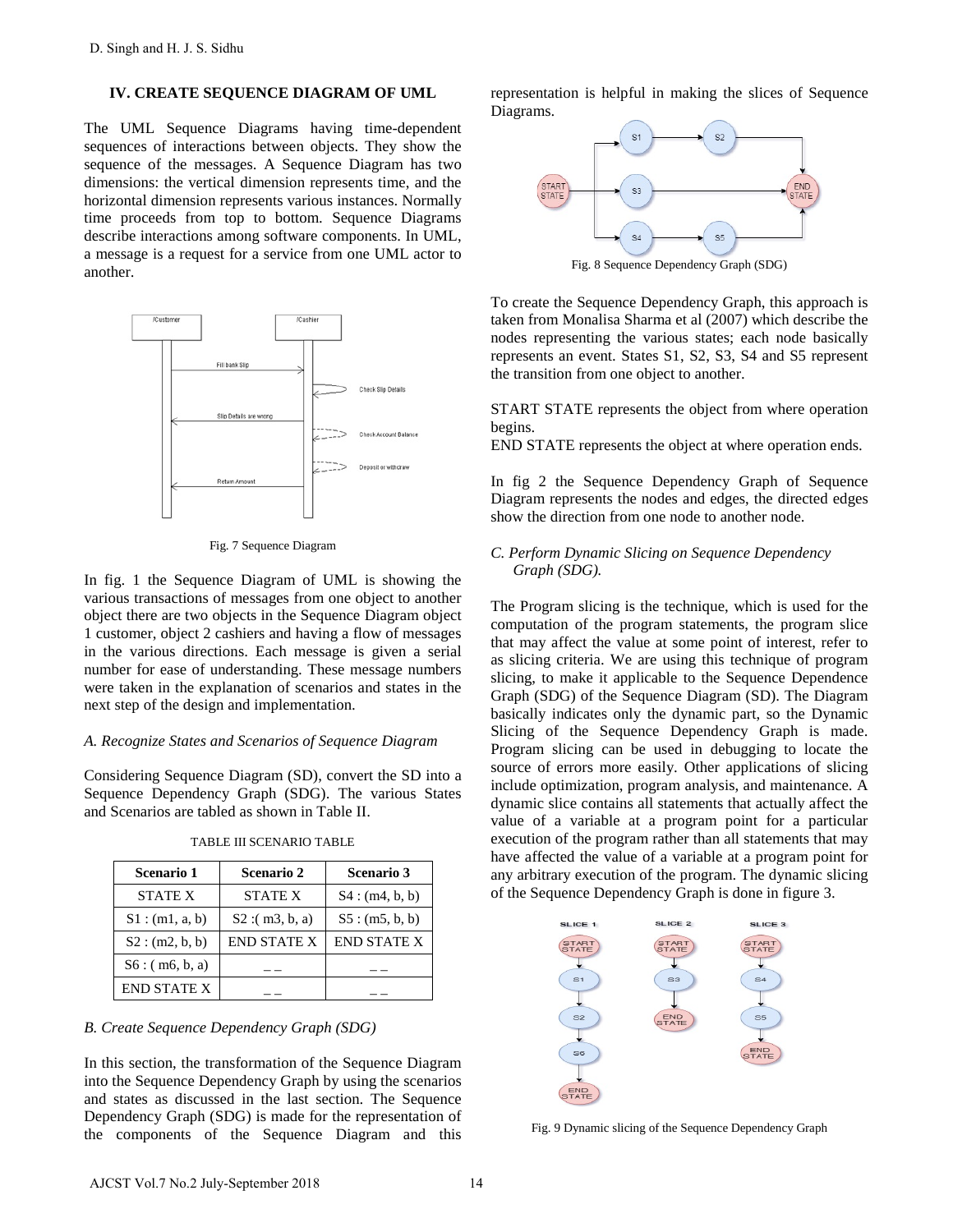## IV. CREATE SEQUENCE DIAGRAM OF UML

The UML Sequence Diagrams having time-dependent sequences of interactions between objects. They show the sequence of the messages. A Sequence Diagram has two dimensions: the vertical dimension represents time, and the horizontal dimension represents various instances. Normally time proceeds from top to bottom. Sequence Diagrams describe interactions among software components. In UML, a message is a request for a service from one UML actor to another.

Fig. 7 Sequence Diagram

In fig. 1 the Sequence Diagram of UML is showing the various transactions of messages from one object to another object there are two objects in the Sequence Diagram object 1 customer, object 2 cashiers and having a flow of messages in the various directions. Each message is given a serial number for ease of understanding. These message numbers were taken in the explanation of scenarios and states in the next step of the design and implementation.

### *A. Recognize States and Scenarios of Sequence Diagram*

Considering Sequence Diagram (SD), convert the SD into a Sequence Dependency Graph (SDG). The various States and Scenarios are tabled as shown in Table II.

TABLE III SCENARIO TABLE

| Scenario 1 | Scenario 2 | Scenario 3 |
|---|---|---|
| STATE X | STATE X | S4 : (m4, b, b) |
| S1 : (m1, a, b) | S2 :( m3, b, a) | S5 : (m5, b, b) |
| S2 : (m2, b, b) | END STATE X | END STATE X |
| S6 : ( m6, b, a) | _ _ | _ _ |
| END STATE X | _ _ | _ _ |

### *B. Create Sequence Dependency Graph (SDG)*

In this section, the transformation of the Sequence Diagram into the Sequence Dependency Graph by using the scenarios and states as discussed in the last section. The Sequence Dependency Graph (SDG) is made for the representation of the components of the Sequence Diagram and this representation is helpful in making the slices of Sequence Diagrams.

Fig. 8 Sequence Dependency Graph (SDG)

To create the Sequence Dependency Graph, this approach is taken from Monalisa Sharma et al (2007) which describe the nodes representing the various states; each node basically represents an event. States S1, S2, S3, S4 and S5 represent the transition from one object to another.

START STATE represents the object from where operation begins.

END STATE represents the object at where operation ends.

In fig 2 the Sequence Dependency Graph of Sequence Diagram represents the nodes and edges, the directed edges show the direction from one node to another node.

### *C. Perform Dynamic Slicing on Sequence Dependency Graph (SDG).*

The Program slicing is the technique, which is used for the computation of the program statements, the program slice that may affect the value at some point of interest, refer to as slicing criteria. We are using this technique of program slicing, to make it applicable to the Sequence Dependence Graph (SDG) of the Sequence Diagram (SD). The Diagram basically indicates only the dynamic part, so the Dynamic Slicing of the Sequence Dependency Graph is made. Program slicing can be used in debugging to locate the source of errors more easily. Other applications of slicing include optimization, program analysis, and maintenance. A dynamic slice contains all statements that actually affect the value of a variable at a program point for a particular execution of the program rather than all statements that may have affected the value of a variable at a program point for any arbitrary execution of the program. The dynamic slicing of the Sequence Dependency Graph is done in figure 3.

Fig. 9 Dynamic slicing of the Sequence Dependency Graph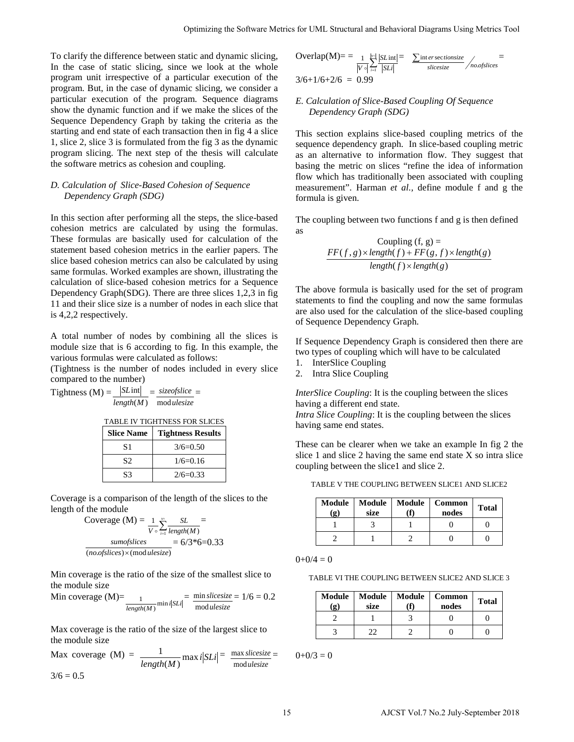To clarify the difference between static and dynamic slicing, In the case of static slicing, since we look at the whole program unit irrespective of a particular execution of the program. But, in the case of dynamic slicing, we consider a particular execution of the program. Sequence diagrams show the dynamic function and if we make the slices of the Sequence Dependency Graph by taking the criteria as the starting and end state of each transaction then in fig 4 a slice 1, slice 2, slice 3 is formulated from the fig 3 as the dynamic program slicing. The next step of the thesis will calculate the software metrics as cohesion and coupling.

### *D. Calculation of Slice-Based Cohesion of Sequence Dependency Graph (SDG)*

In this section after performing all the steps, the slice-based cohesion metrics are calculated by using the formulas. These formulas are basically used for calculation of the statement based cohesion metrics in the earlier papers. The slice based cohesion metrics can also be calculated by using same formulas. Worked examples are shown, illustrating the calculation of slice-based cohesion metrics for a Sequence Dependency Graph(SDG). There are three slices 1,2,3 in fig 11 and their slice size is a number of nodes in each slice that is 4,2,2 respectively.

A total number of nodes by combining all the slices is module size that is 6 according to fig. In this example, the various formulas were calculated as follows:
(Tightness is the number of nodes included in every slice compared to the number)

$$\text{Tightness (M)} = \frac{|SL\,\text{int}|}{length(M)} = \frac{sizeofslice}{\text{mod}\,ulesize} =$$

TABLE IV TIGHTNESS FOR SLICES

| Slice Name | Tightness Results |
|---|---|
| S1 | 3/6=0.50 |
| S2 | 1/6=0.16 |
| S3 | 2/6=0.33 |

Coverage is a comparison of the length of the slices to the length of the module

$$\text{Coverage (M)} = \frac{1}{V \circ}\sum_{i=1}^{V\circ}\frac{SL}{length(M)} = \frac{sumofslices}{(no.ofslices)\times(\text{mod}\,ulesize)} = 6/3{*}6 = 0.33$$

Min coverage is the ratio of the size of the smallest slice to the module size

$$\text{Min coverage (M)} = \frac{1}{length(M)}\min i|SLi| = \frac{\min slicesize}{\text{mod}\,ulesize} = 1/6 = 0.2$$

Max coverage is the ratio of the size of the largest slice to the module size

$$\text{Max coverage (M)} = \frac{1}{length(M)}\max i|SLi| = \frac{\max slicesize}{\text{mod}\,ulesize} =$$

3/6 = 0.5

$$\text{Overlap(M)} = \frac{1}{|V\circ|}\sum_{i=1}^{|V\circ|}\frac{|SL\,\text{int}|}{|SLi|} = \frac{\sum intersectionsize}{slicesize} \Big/ no.ofslices =$$

3/6+1/6+2/6 = 0.99

### *E. Calculation of Slice-Based Coupling Of Sequence Dependency Graph (SDG)*

This section explains slice-based coupling metrics of the sequence dependency graph. In slice-based coupling metric as an alternative to information flow. They suggest that basing the metric on slices "refine the idea of information flow which has traditionally been associated with coupling measurement". Harman *et al.,* define module f and g the formula is given.

The coupling between two functions f and g is then defined as

$$\text{Coupling (f, g)} = \frac{FF(f,g)\times length(f) + FF(g,f)\times length(g)}{length(f)\times length(g)}$$

The above formula is basically used for the set of program statements to find the coupling and now the same formulas are also used for the calculation of the slice-based coupling of Sequence Dependency Graph.

If Sequence Dependency Graph is considered then there are two types of coupling which will have to be calculated

1. InterSlice Coupling
2. Intra Slice Coupling

*InterSlice Coupling*: It is the coupling between the slices having a different end state.
*Intra Slice Coupling*: It is the coupling between the slices having same end states.

These can be clearer when we take an example In fig 2 the slice 1 and slice 2 having the same end state X so intra slice coupling between the slice1 and slice 2.

TABLE V THE COUPLING BETWEEN SLICE1 AND SLICE2

| Module (g) | Module size | Module (f) | Common nodes | Total |
|---|---|---|---|---|
| 1 | 3 | 1 | 0 | 0 |
| 2 | 1 | 2 | 0 | 0 |

0+0/4 = 0

TABLE VI THE COUPLING BETWEEN SLICE2 AND SLICE 3

| Module (g) | Module size | Module (f) | Common nodes | Total |
|---|---|---|---|---|
| 2 | 1 | 3 | 0 | 0 |
| 3 | 22 | 2 | 0 | 0 |

0+0/3 = 0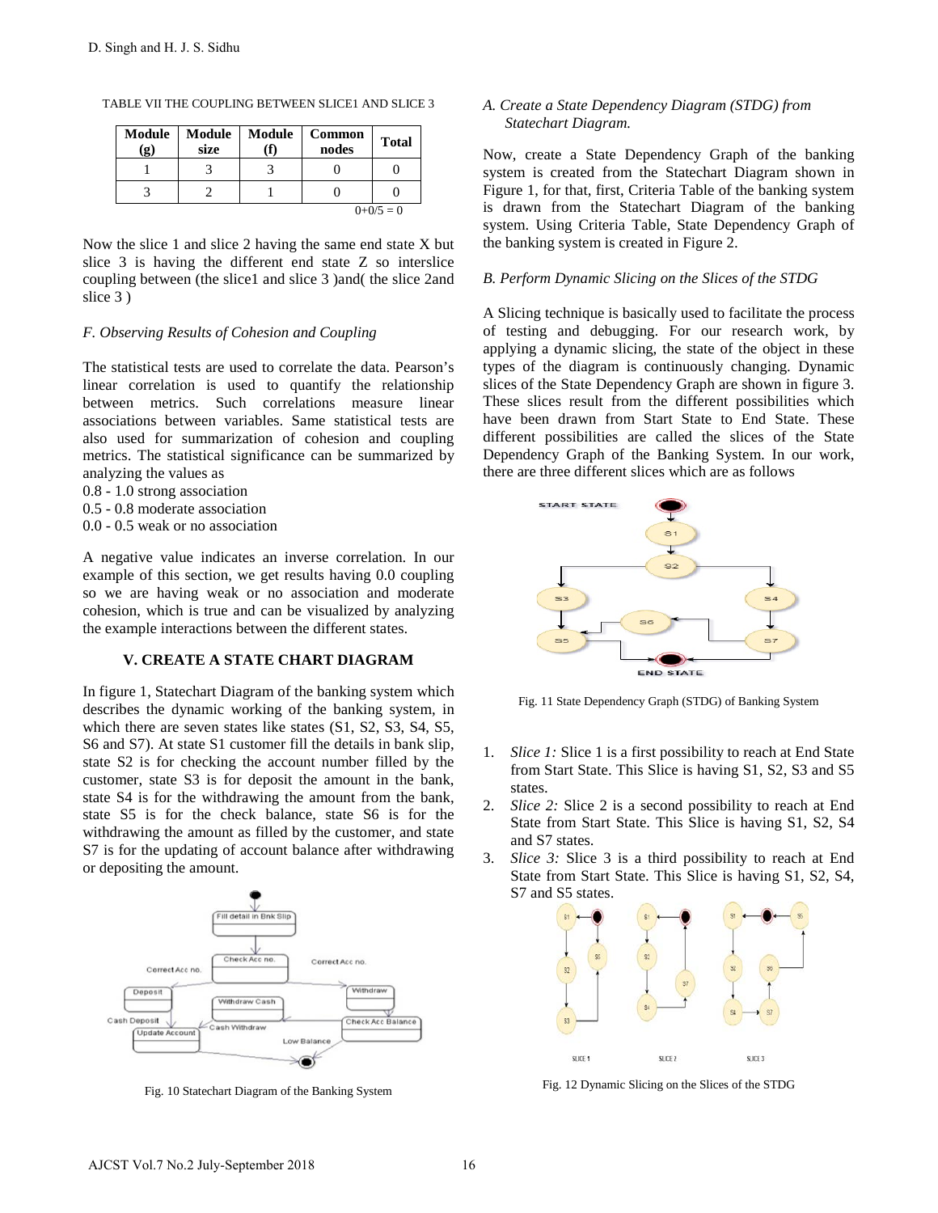TABLE VII THE COUPLING BETWEEN SLICE1 AND SLICE 3

| Module (g) | Module size | Module (f) | Common nodes | Total |
| --- | --- | --- | --- | --- |
| 1 | 3 | 3 | 0 | 0 |
| 3 | 2 | 1 | 0 | 0 |
| | | | | 0+0/5 = 0 |

Now the slice 1 and slice 2 having the same end state X but slice 3 is having the different end state Z so interslice coupling between (the slice1 and slice 3 )and( the slice 2and slice 3 )

### F. Observing Results of Cohesion and Coupling

The statistical tests are used to correlate the data. Pearson's linear correlation is used to quantify the relationship between metrics. Such correlations measure linear associations between variables. Same statistical tests are also used for summarization of cohesion and coupling metrics. The statistical significance can be summarized by analyzing the values as

0.8 - 1.0 strong association
0.5 - 0.8 moderate association
0.0 - 0.5 weak or no association

A negative value indicates an inverse correlation. In our example of this section, we get results having 0.0 coupling so we are having weak or no association and moderate cohesion, which is true and can be visualized by analyzing the example interactions between the different states.

## V. CREATE A STATE CHART DIAGRAM

In figure 1, Statechart Diagram of the banking system which describes the dynamic working of the banking system, in which there are seven states like states (S1, S2, S3, S4, S5, S6 and S7). At state S1 customer fill the details in bank slip, state S2 is for checking the account number filled by the customer, state S3 is for deposit the amount in the bank, state S4 is for the withdrawing the amount from the bank, state S5 is for the check balance, state S6 is for the withdrawing the amount as filled by the customer, and state S7 is for the updating of account balance after withdrawing or depositing the amount.

Fig. 10 Statechart Diagram of the Banking System

### A. Create a State Dependency Diagram (STDG) from Statechart Diagram.

Now, create a State Dependency Graph of the banking system is created from the Statechart Diagram shown in Figure 1, for that, first, Criteria Table of the banking system is drawn from the Statechart Diagram of the banking system. Using Criteria Table, State Dependency Graph of the banking system is created in Figure 2.

### B. Perform Dynamic Slicing on the Slices of the STDG

A Slicing technique is basically used to facilitate the process of testing and debugging. For our research work, by applying a dynamic slicing, the state of the object in these types of the diagram is continuously changing. Dynamic slices of the State Dependency Graph are shown in figure 3. These slices result from the different possibilities which have been drawn from Start State to End State. These different possibilities are called the slices of the State Dependency Graph of the Banking System. In our work, there are three different slices which are as follows

Fig. 11 State Dependency Graph (STDG) of Banking System

1. *Slice 1:* Slice 1 is a first possibility to reach at End State from Start State. This Slice is having S1, S2, S3 and S5 states.
2. *Slice 2:* Slice 2 is a second possibility to reach at End State from Start State. This Slice is having S1, S2, S4 and S7 states.
3. *Slice 3:* Slice 3 is a third possibility to reach at End State from Start State. This Slice is having S1, S2, S4, S7 and S5 states.

Fig. 12 Dynamic Slicing on the Slices of the STDG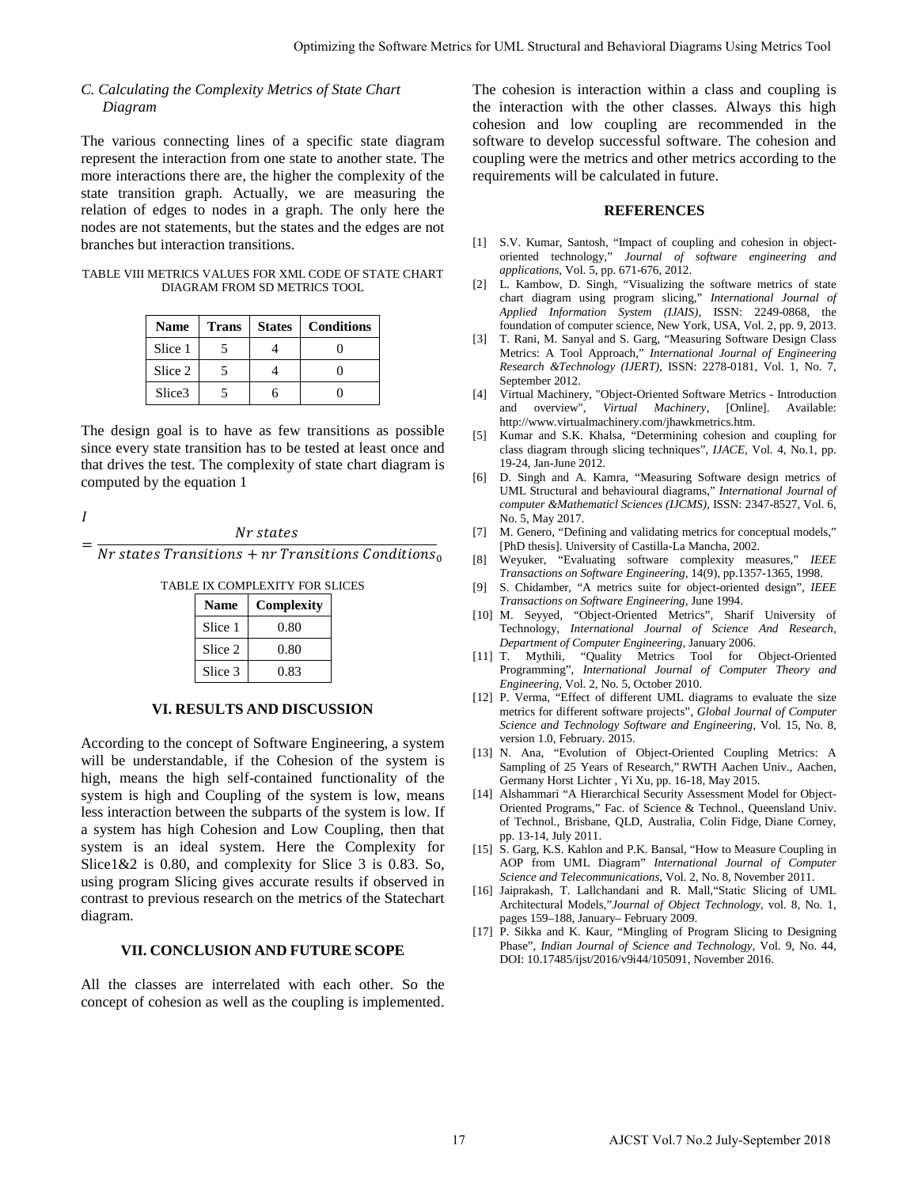### C. Calculating the Complexity Metrics of State Chart Diagram

The various connecting lines of a specific state diagram represent the interaction from one state to another state. The more interactions there are, the higher the complexity of the state transition graph. Actually, we are measuring the relation of edges to nodes in a graph. The only here the nodes are not statements, but the states and the edges are not branches but interaction transitions.

TABLE VIII METRICS VALUES FOR XML CODE OF STATE CHART DIAGRAM FROM SD METRICS TOOL

| Name | Trans | States | Conditions |
|---|---|---|---|
| Slice 1 | 5 | 4 | 0 |
| Slice 2 | 5 | 4 | 0 |
| Slice3 | 5 | 6 | 0 |

The design goal is to have as few transitions as possible since every state transition has to be tested at least once and that drives the test. The complexity of state chart diagram is computed by the equation 1

$$I = \frac{Nr\ states}{Nr\ states\ Transitions + nr\ Transitions\ Conditions_0}$$

TABLE IX COMPLEXITY FOR SLICES

| Name | Complexity |
|---|---|
| Slice 1 | 0.80 |
| Slice 2 | 0.80 |
| Slice 3 | 0.83 |

## VI. RESULTS AND DISCUSSION

According to the concept of Software Engineering, a system will be understandable, if the Cohesion of the system is high, means the high self-contained functionality of the system is high and Coupling of the system is low, means less interaction between the subparts of the system is low. If a system has high Cohesion and Low Coupling, then that system is an ideal system. Here the Complexity for Slice1&2 is 0.80, and complexity for Slice 3 is 0.83. So, using program Slicing gives accurate results if observed in contrast to previous research on the metrics of the Statechart diagram.

## VII. CONCLUSION AND FUTURE SCOPE

All the classes are interrelated with each other. So the concept of cohesion as well as the coupling is implemented. The cohesion is interaction within a class and coupling is the interaction with the other classes. Always this high cohesion and low coupling are recommended in the software to develop successful software. The cohesion and coupling were the metrics and other metrics according to the requirements will be calculated in future.

## REFERENCES

[1] S.V. Kumar, Santosh, "Impact of coupling and cohesion in object-oriented technology," *Journal of software engineering and applications*, Vol. 5, pp. 671-676, 2012.

[2] L. Kambow, D. Singh, "Visualizing the software metrics of state chart diagram using program slicing," *International Journal of Applied Information System (IJAIS)*, ISSN: 2249-0868, the foundation of computer science, New York, USA, Vol. 2, pp. 9, 2013.

[3] T. Rani, M. Sanyal and S. Garg, "Measuring Software Design Class Metrics: A Tool Approach," *International Journal of Engineering Research &Technology (IJERT)*, ISSN: 2278-0181, Vol. 1, No. 7, September 2012.

[4] Virtual Machinery, "Object-Oriented Software Metrics - Introduction and overview", *Virtual Machinery*, [Online]. Available: http://www.virtualmachinery.com/jhawkmetrics.htm.

[5] Kumar and S.K. Khalsa, "Determining cohesion and coupling for class diagram through slicing techniques", *IJACE*, Vol. 4, No.1, pp. 19-24, Jan-June 2012.

[6] D. Singh and A. Kamra, "Measuring Software design metrics of UML Structural and behavioural diagrams," *International Journal of computer &Mathematicl Sciences (IJCMS)*, ISSN: 2347-8527, Vol. 6, No. 5, May 2017.

[7] M. Genero, "Defining and validating metrics for conceptual models," [PhD thesis]. University of Castilla-La Mancha, 2002.

[8] Weyuker, "Evaluating software complexity measures," *IEEE Transactions on Software Engineering*, 14(9), pp.1357-1365, 1998.

[9] S. Chidamber, "A metrics suite for object-oriented design", *IEEE Transactions on Software Engineering*, June 1994.

[10] M. Seyyed, "Object-Oriented Metrics", Sharif University of Technology, *International Journal of Science And Research, Department of Computer Engineering*, January 2006.

[11] T. Mythili, "Quality Metrics Tool for Object-Oriented Programming", *International Journal of Computer Theory and Engineering*, Vol. 2, No. 5, October 2010.

[12] P. Verma, "Effect of different UML diagrams to evaluate the size metrics for different software projects", *Global Journal of Computer Science and Technology Software and Engineering*, Vol. 15, No. 8, version 1.0, February. 2015.

[13] N. Ana, "Evolution of Object-Oriented Coupling Metrics: A Sampling of 25 Years of Research," RWTH Aachen Univ., Aachen, Germany Horst Lichter , Yi Xu, pp. 16-18, May 2015.

[14] Alshammari "A Hierarchical Security Assessment Model for Object-Oriented Programs," Fac. of Science & Technol., Queensland Univ. of Technol., Brisbane, QLD, Australia, Colin Fidge, Diane Corney, pp. 13-14, July 2011.

[15] S. Garg, K.S. Kahlon and P.K. Bansal, "How to Measure Coupling in AOP from UML Diagram" *International Journal of Computer Science and Telecommunications*, Vol. 2, No. 8, November 2011.

[16] Jaiprakash, T. Lallchandani and R. Mall,"Static Slicing of UML Architectural Models,"*Journal of Object Technology*, vol. 8, No. 1, pages 159–188, January– February 2009.

[17] P. Sikka and K. Kaur, "Mingling of Program Slicing to Designing Phase", *Indian Journal of Science and Technology*, Vol. 9, No. 44, DOI: 10.17485/ijst/2016/v9i44/105091, November 2016.